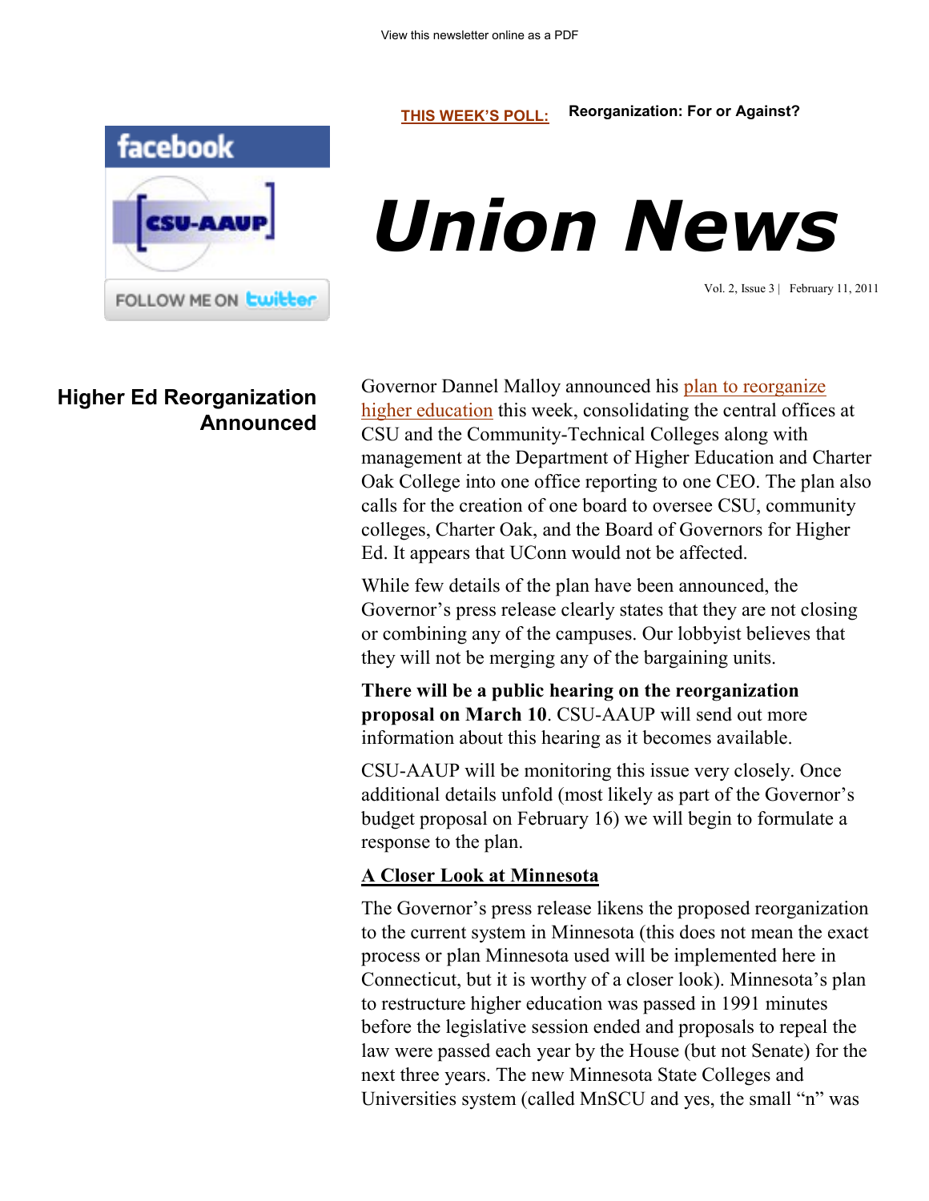View this newsletter online as a PDF

**THIS WEEK'S POLL:** **Reorganization: For or Against?**

facebook

CSU-AAUP

FOLLOW ME ON twitter

# Union News

Vol. 2, Issue 3 | February 11, 2011

## Higher Ed Reorganization Announced

Governor Dannel Malloy announced his plan to reorganize higher education this week, consolidating the central offices at CSU and the Community-Technical Colleges along with management at the Department of Higher Education and Charter Oak College into one office reporting to one CEO. The plan also calls for the creation of one board to oversee CSU, community colleges, Charter Oak, and the Board of Governors for Higher Ed. It appears that UConn would not be affected.

While few details of the plan have been announced, the Governor's press release clearly states that they are not closing or combining any of the campuses. Our lobbyist believes that they will not be merging any of the bargaining units.

**There will be a public hearing on the reorganization proposal on March 10**. CSU-AAUP will send out more information about this hearing as it becomes available.

CSU-AAUP will be monitoring this issue very closely. Once additional details unfold (most likely as part of the Governor's budget proposal on February 16) we will begin to formulate a response to the plan.

### A Closer Look at Minnesota

The Governor's press release likens the proposed reorganization to the current system in Minnesota (this does not mean the exact process or plan Minnesota used will be implemented here in Connecticut, but it is worthy of a closer look). Minnesota's plan to restructure higher education was passed in 1991 minutes before the legislative session ended and proposals to repeal the law were passed each year by the House (but not Senate) for the next three years. The new Minnesota State Colleges and Universities system (called MnSCU and yes, the small "n" was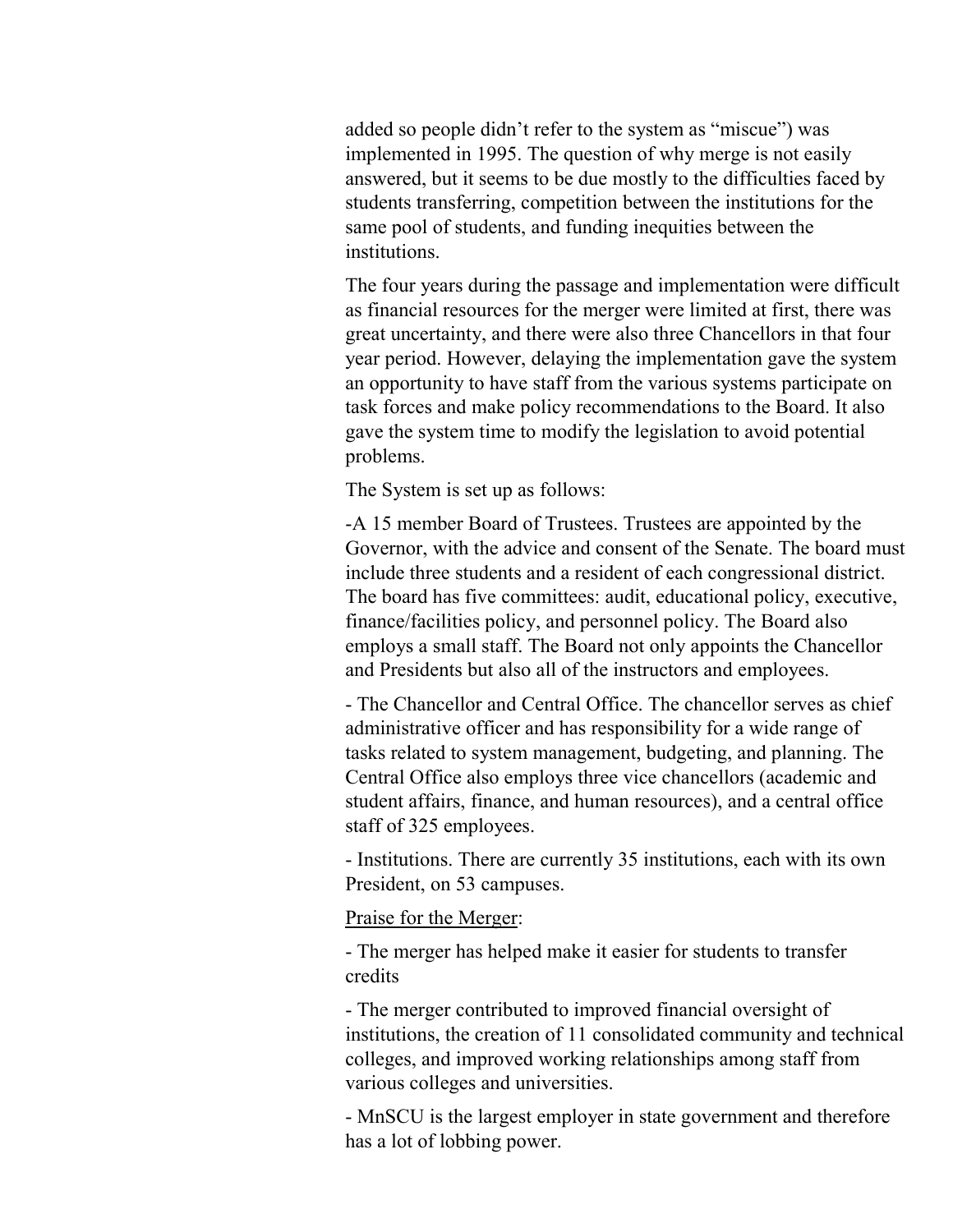added so people didn't refer to the system as "miscue") was implemented in 1995. The question of why merge is not easily answered, but it seems to be due mostly to the difficulties faced by students transferring, competition between the institutions for the same pool of students, and funding inequities between the institutions.

The four years during the passage and implementation were difficult as financial resources for the merger were limited at first, there was great uncertainty, and there were also three Chancellors in that four year period. However, delaying the implementation gave the system an opportunity to have staff from the various systems participate on task forces and make policy recommendations to the Board. It also gave the system time to modify the legislation to avoid potential problems.

The System is set up as follows:

-A 15 member Board of Trustees. Trustees are appointed by the Governor, with the advice and consent of the Senate. The board must include three students and a resident of each congressional district. The board has five committees: audit, educational policy, executive, finance/facilities policy, and personnel policy. The Board also employs a small staff. The Board not only appoints the Chancellor and Presidents but also all of the instructors and employees.

- The Chancellor and Central Office. The chancellor serves as chief administrative officer and has responsibility for a wide range of tasks related to system management, budgeting, and planning. The Central Office also employs three vice chancellors (academic and student affairs, finance, and human resources), and a central office staff of 325 employees.

- Institutions. There are currently 35 institutions, each with its own President, on 53 campuses.

<u>Praise for the Merger</u>:

- The merger has helped make it easier for students to transfer credits

- The merger contributed to improved financial oversight of institutions, the creation of 11 consolidated community and technical colleges, and improved working relationships among staff from various colleges and universities.

- MnSCU is the largest employer in state government and therefore has a lot of lobbing power.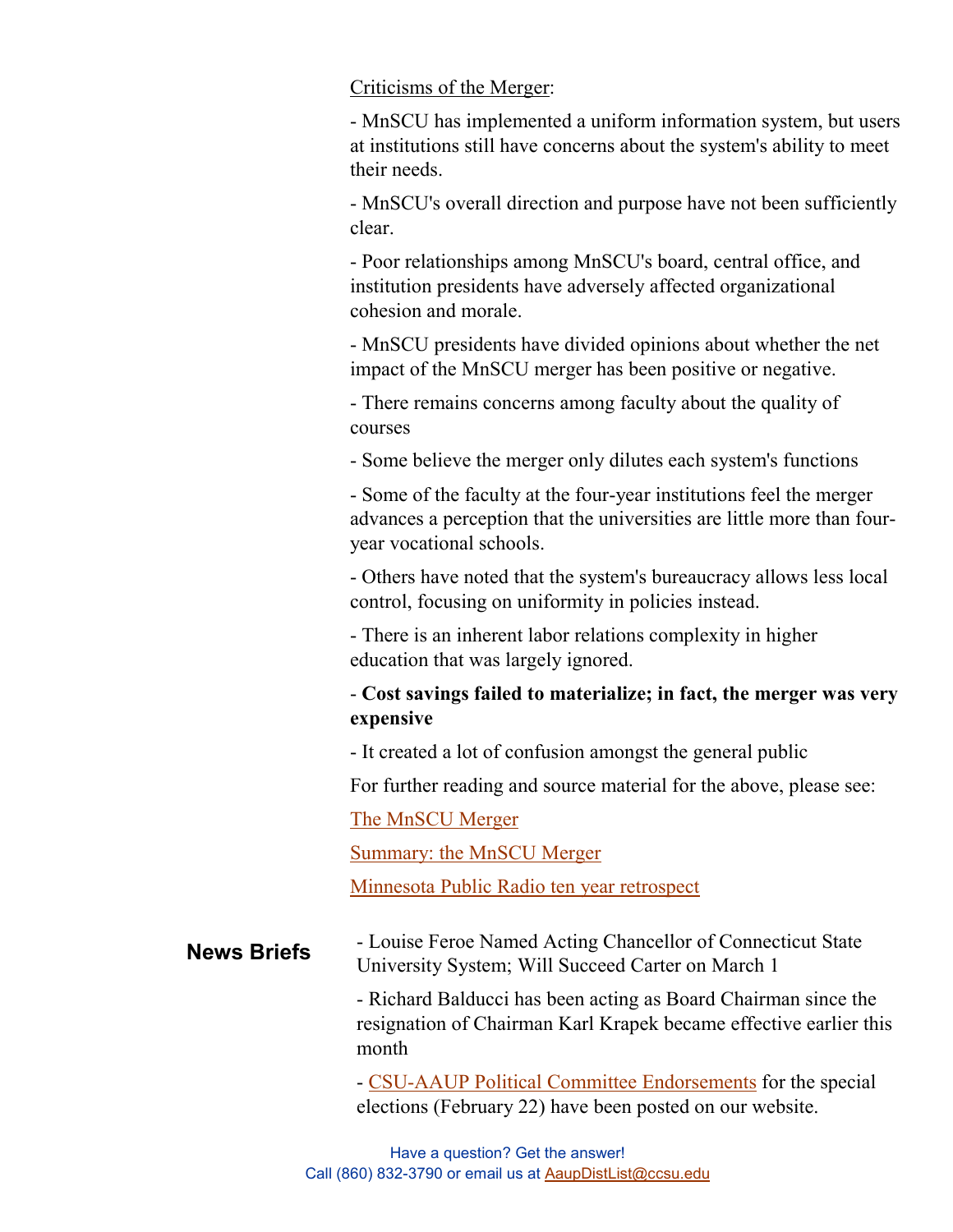Criticisms of the Merger:

- MnSCU has implemented a uniform information system, but users at institutions still have concerns about the system's ability to meet their needs.

- MnSCU's overall direction and purpose have not been sufficiently clear.

- Poor relationships among MnSCU's board, central office, and institution presidents have adversely affected organizational cohesion and morale.

- MnSCU presidents have divided opinions about whether the net impact of the MnSCU merger has been positive or negative.

- There remains concerns among faculty about the quality of courses

- Some believe the merger only dilutes each system's functions

- Some of the faculty at the four-year institutions feel the merger advances a perception that the universities are little more than four-year vocational schools.

- Others have noted that the system's bureaucracy allows less local control, focusing on uniformity in policies instead.

- There is an inherent labor relations complexity in higher education that was largely ignored.

- **Cost savings failed to materialize; in fact, the merger was very expensive**

- It created a lot of confusion amongst the general public

For further reading and source material for the above, please see:

The MnSCU Merger

Summary: the MnSCU Merger

Minnesota Public Radio ten year retrospect

## News Briefs

- Louise Feroe Named Acting Chancellor of Connecticut State University System; Will Succeed Carter on March 1

- Richard Balducci has been acting as Board Chairman since the resignation of Chairman Karl Krapek became effective earlier this month

- CSU-AAUP Political Committee Endorsements for the special elections (February 22) have been posted on our website.

Have a question? Get the answer!
Call (860) 832-3790 or email us at AaupDistList@ccsu.edu